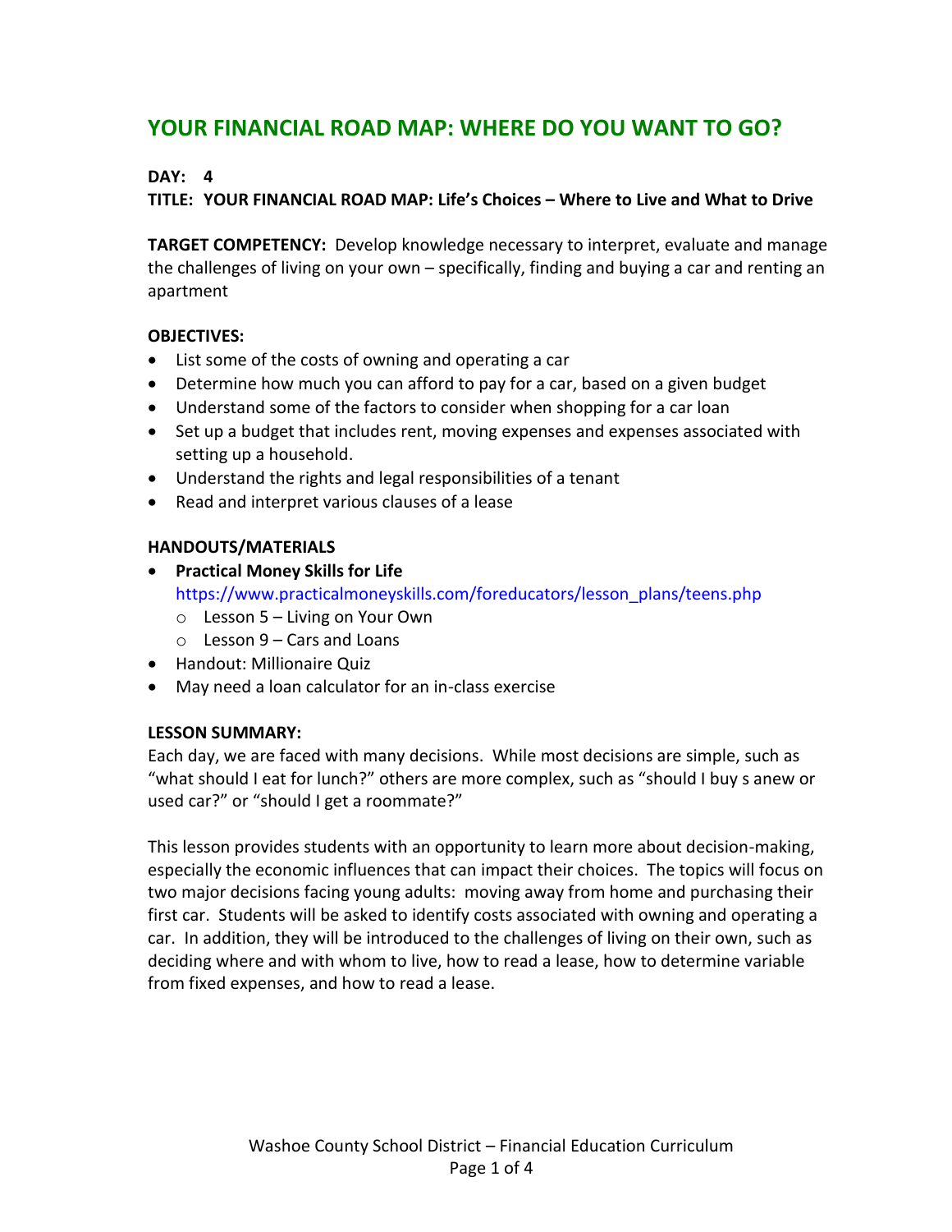# YOUR FINANCIAL ROAD MAP: WHERE DO YOU WANT TO GO?

**DAY: 4**

**TITLE: YOUR FINANCIAL ROAD MAP: Life's Choices – Where to Live and What to Drive**

**TARGET COMPETENCY:** Develop knowledge necessary to interpret, evaluate and manage the challenges of living on your own – specifically, finding and buying a car and renting an apartment

**OBJECTIVES:**

- List some of the costs of owning and operating a car
- Determine how much you can afford to pay for a car, based on a given budget
- Understand some of the factors to consider when shopping for a car loan
- Set up a budget that includes rent, moving expenses and expenses associated with setting up a household.
- Understand the rights and legal responsibilities of a tenant
- Read and interpret various clauses of a lease

**HANDOUTS/MATERIALS**

- **Practical Money Skills for Life**
  https://www.practicalmoneyskills.com/foreducators/lesson_plans/teens.php
  - Lesson 5 – Living on Your Own
  - Lesson 9 – Cars and Loans
- Handout: Millionaire Quiz
- May need a loan calculator for an in-class exercise

**LESSON SUMMARY:**

Each day, we are faced with many decisions. While most decisions are simple, such as "what should I eat for lunch?" others are more complex, such as "should I buy s anew or used car?" or "should I get a roommate?"

This lesson provides students with an opportunity to learn more about decision-making, especially the economic influences that can impact their choices. The topics will focus on two major decisions facing young adults: moving away from home and purchasing their first car. Students will be asked to identify costs associated with owning and operating a car. In addition, they will be introduced to the challenges of living on their own, such as deciding where and with whom to live, how to read a lease, how to determine variable from fixed expenses, and how to read a lease.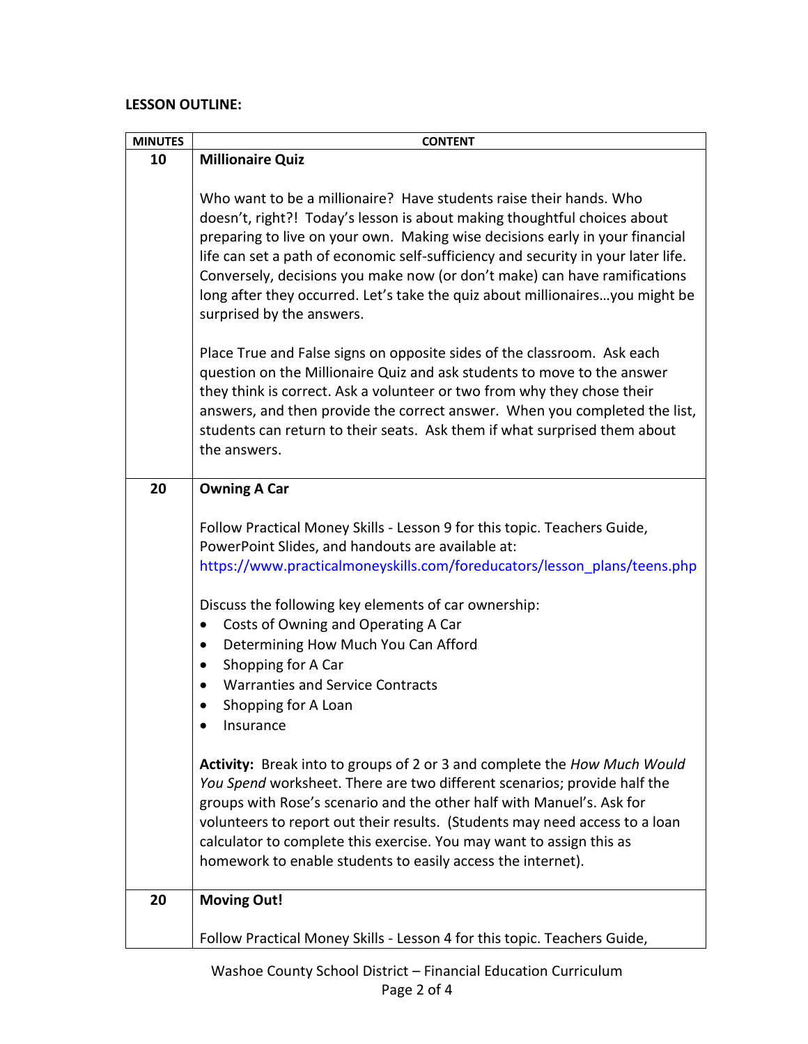**LESSON OUTLINE:**

| MINUTES | CONTENT |
|---|---|
| **10** | **Millionaire Quiz**<br><br>Who want to be a millionaire? Have students raise their hands. Who doesn't, right?! Today's lesson is about making thoughtful choices about preparing to live on your own. Making wise decisions early in your financial life can set a path of economic self-sufficiency and security in your later life. Conversely, decisions you make now (or don't make) can have ramifications long after they occurred. Let's take the quiz about millionaires…you might be surprised by the answers.<br><br>Place True and False signs on opposite sides of the classroom. Ask each question on the Millionaire Quiz and ask students to move to the answer they think is correct. Ask a volunteer or two from why they chose their answers, and then provide the correct answer. When you completed the list, students can return to their seats. Ask them if what surprised them about the answers. |
| **20** | **Owning A Car**<br><br>Follow Practical Money Skills - Lesson 9 for this topic. Teachers Guide, PowerPoint Slides, and handouts are available at: https://www.practicalmoneyskills.com/foreducators/lesson_plans/teens.php<br><br>Discuss the following key elements of car ownership:<br>• Costs of Owning and Operating A Car<br>• Determining How Much You Can Afford<br>• Shopping for A Car<br>• Warranties and Service Contracts<br>• Shopping for A Loan<br>• Insurance<br><br>**Activity:** Break into to groups of 2 or 3 and complete the *How Much Would You Spend* worksheet. There are two different scenarios; provide half the groups with Rose's scenario and the other half with Manuel's. Ask for volunteers to report out their results. (Students may need access to a loan calculator to complete this exercise. You may want to assign this as homework to enable students to easily access the internet). |
| **20** | **Moving Out!**<br><br>Follow Practical Money Skills - Lesson 4 for this topic. Teachers Guide, |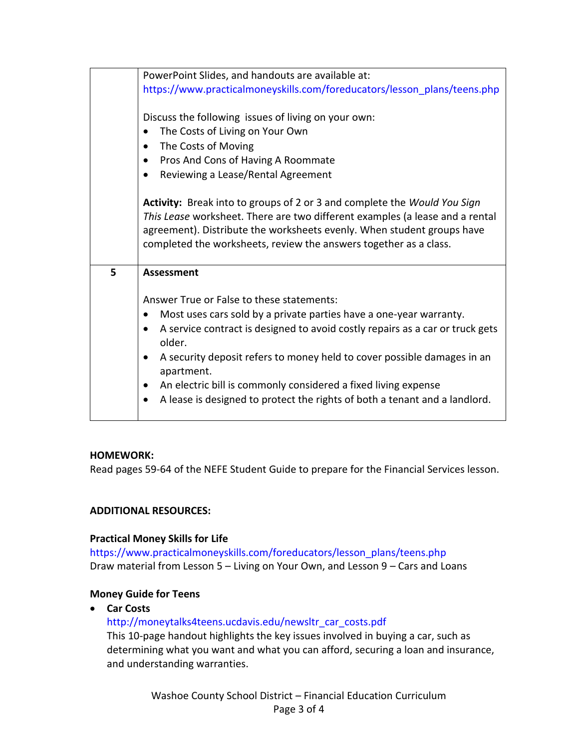| | |
|---|---|
| | PowerPoint Slides, and handouts are available at: https://www.practicalmoneyskills.com/foreducators/lesson_plans/teens.php<br><br>Discuss the following issues of living on your own:<br>• The Costs of Living on Your Own<br>• The Costs of Moving<br>• Pros And Cons of Having A Roommate<br>• Reviewing a Lease/Rental Agreement<br><br>**Activity:** Break into to groups of 2 or 3 and complete the *Would You Sign This Lease* worksheet. There are two different examples (a lease and a rental agreement). Distribute the worksheets evenly. When student groups have completed the worksheets, review the answers together as a class. |
| **5** | **Assessment**<br><br>Answer True or False to these statements:<br>• Most uses cars sold by a private parties have a one-year warranty.<br>• A service contract is designed to avoid costly repairs as a car or truck gets older.<br>• A security deposit refers to money held to cover possible damages in an apartment.<br>• An electric bill is commonly considered a fixed living expense<br>• A lease is designed to protect the rights of both a tenant and a landlord. |

**HOMEWORK:**
Read pages 59-64 of the NEFE Student Guide to prepare for the Financial Services lesson.

**ADDITIONAL RESOURCES:**

**Practical Money Skills for Life**
https://www.practicalmoneyskills.com/foreducators/lesson_plans/teens.php
Draw material from Lesson 5 – Living on Your Own, and Lesson 9 – Cars and Loans

**Money Guide for Teens**

- **Car Costs**
  http://moneytalks4teens.ucdavis.edu/newsltr_car_costs.pdf
  This 10-page handout highlights the key issues involved in buying a car, such as determining what you want and what you can afford, securing a loan and insurance, and understanding warranties.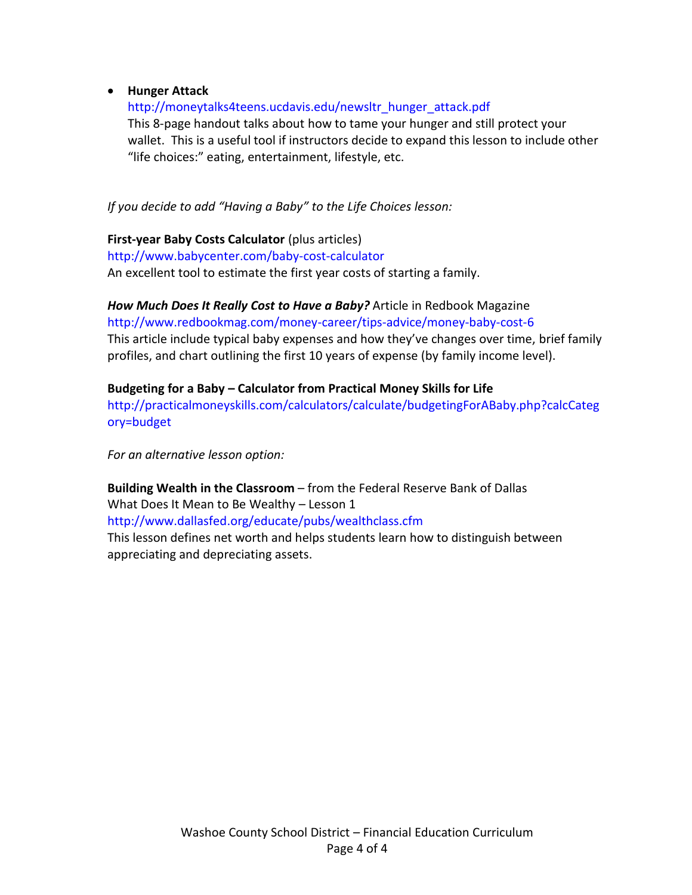- **Hunger Attack**
  http://moneytalks4teens.ucdavis.edu/newsltr_hunger_attack.pdf
  This 8-page handout talks about how to tame your hunger and still protect your wallet. This is a useful tool if instructors decide to expand this lesson to include other "life choices:" eating, entertainment, lifestyle, etc.

*If you decide to add "Having a Baby" to the Life Choices lesson:*

**First-year Baby Costs Calculator** (plus articles)
http://www.babycenter.com/baby-cost-calculator
An excellent tool to estimate the first year costs of starting a family.

***How Much Does It Really Cost to Have a Baby?*** Article in Redbook Magazine
http://www.redbookmag.com/money-career/tips-advice/money-baby-cost-6
This article include typical baby expenses and how they've changes over time, brief family profiles, and chart outlining the first 10 years of expense (by family income level).

**Budgeting for a Baby – Calculator from Practical Money Skills for Life**
http://practicalmoneyskills.com/calculators/calculate/budgetingForABaby.php?calcCategory=budget

*For an alternative lesson option:*

**Building Wealth in the Classroom** – from the Federal Reserve Bank of Dallas
What Does It Mean to Be Wealthy – Lesson 1
http://www.dallasfed.org/educate/pubs/wealthclass.cfm
This lesson defines net worth and helps students learn how to distinguish between appreciating and depreciating assets.